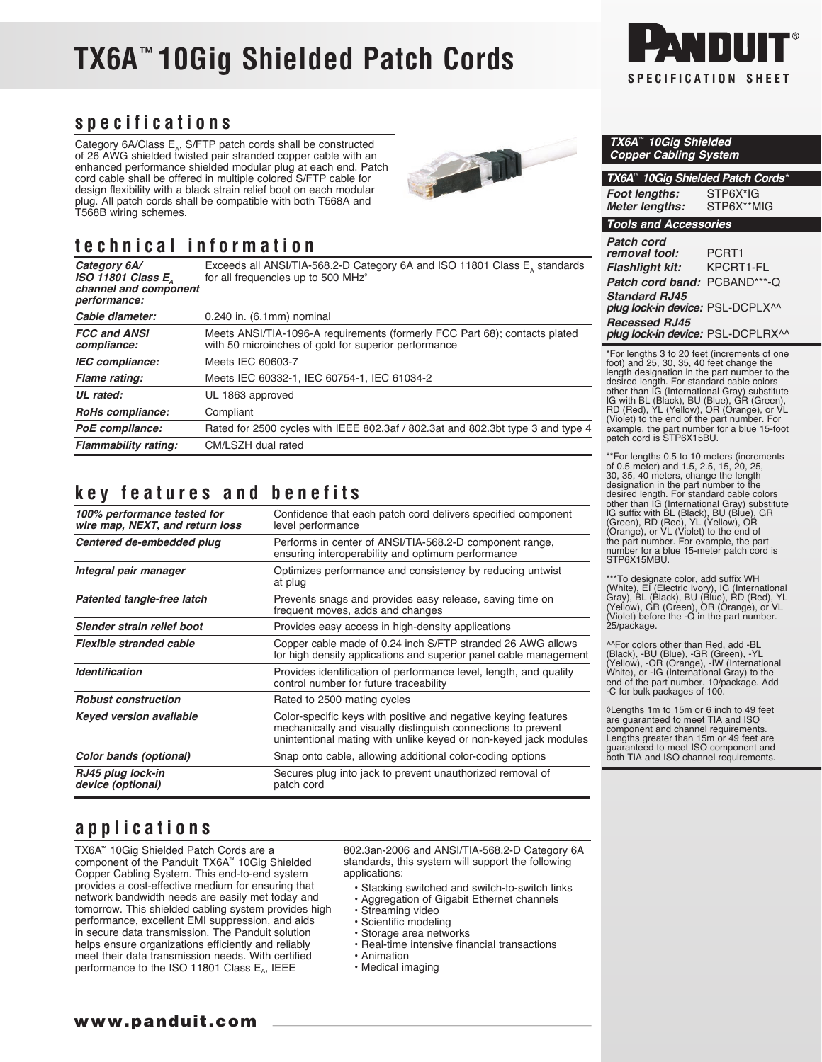# TX6A™ 10Gig Shielded Patch Cords

PANDUIT® SPECIFICATION SHEET

## specifications

Category 6A/Class $E_A$, S/FTP patch cords shall be constructed of 26 AWG shielded twisted pair stranded copper cable with an enhanced performance shielded modular plug at each end. Patch cord cable shall be offered in multiple colored S/FTP cable for design flexibility with a black strain relief boot on each modular plug. All patch cords shall be compatible with both T568A and T568B wiring schemes.

## technical information

| | |
|---|---|
| ***Category 6A/ ISO 11801 Class $E_A$ channel and component performance:*** | Exceeds all ANSI/TIA-568.2-D Category 6A and ISO 11801 Class $E_A$ standards for all frequencies up to 500 MHz◊ |
| ***Cable diameter:*** | 0.240 in. (6.1mm) nominal |
| ***FCC and ANSI compliance:*** | Meets ANSI/TIA-1096-A requirements (formerly FCC Part 68); contacts plated with 50 microinches of gold for superior performance |
| ***IEC compliance:*** | Meets IEC 60603-7 |
| ***Flame rating:*** | Meets IEC 60332-1, IEC 60754-1, IEC 61034-2 |
| ***UL rated:*** | UL 1863 approved |
| ***RoHs compliance:*** | Compliant |
| ***PoE compliance:*** | Rated for 2500 cycles with IEEE 802.3af / 802.3at and 802.3bt type 3 and type 4 |
| ***Flammability rating:*** | CM/LSZH dual rated |

## key features and benefits

| | |
|---|---|
| ***100% performance tested for wire map, NEXT, and return loss*** | Confidence that each patch cord delivers specified component level performance |
| ***Centered de-embedded plug*** | Performs in center of ANSI/TIA-568.2-D component range, ensuring interoperability and optimum performance |
| ***Integral pair manager*** | Optimizes performance and consistency by reducing untwist at plug |
| ***Patented tangle-free latch*** | Prevents snags and provides easy release, saving time on frequent moves, adds and changes |
| ***Slender strain relief boot*** | Provides easy access in high-density applications |
| ***Flexible stranded cable*** | Copper cable made of 0.24 inch S/FTP stranded 26 AWG allows for high density applications and superior panel cable management |
| ***Identification*** | Provides identification of performance level, length, and quality control number for future traceability |
| ***Robust construction*** | Rated to 2500 mating cycles |
| ***Keyed version available*** | Color-specific keys with positive and negative keying features mechanically and visually distinguish connections to prevent unintentional mating with unlike keyed or non-keyed jack modules |
| ***Color bands (optional)*** | Snap onto cable, allowing additional color-coding options |
| ***RJ45 plug lock-in device (optional)*** | Secures plug into jack to prevent unauthorized removal of patch cord |

## applications

TX6A™ 10Gig Shielded Patch Cords are a component of the Panduit TX6A™ 10Gig Shielded Copper Cabling System. This end-to-end system provides a cost-effective medium for ensuring that network bandwidth needs are easily met today and tomorrow. This shielded cabling system provides high performance, excellent EMI suppression, and aids in secure data transmission. The Panduit solution helps ensure organizations efficiently and reliably meet their data transmission needs. With certified performance to the ISO 11801 Class $E_A$, IEEE 802.3an-2006 and ANSI/TIA-568.2-D Category 6A standards, this system will support the following applications:

- Stacking switched and switch-to-switch links
- Aggregation of Gigabit Ethernet channels
- Streaming video
- Scientific modeling
- Storage area networks
- Real-time intensive financial transactions
- Animation
- Medical imaging

**www.panduit.com**

### *TX6A™ 10Gig Shielded Copper Cabling System*

| *TX6A™ 10Gig Shielded Patch Cords** | |
|---|---|
| ***Foot lengths:*** | STP6X*IG |
| ***Meter lengths:*** | STP6X**MIG |

| *Tools and Accessories* | |
|---|---|
| ***Patch cord removal tool:*** | PCRT1 |
| ***Flashlight kit:*** | KPCRT1-FL |
| ***Patch cord band:*** | PCBAND***-Q |
| ***Standard RJ45 plug lock-in device:*** | PSL-DCPLX^^ |
| ***Recessed RJ45 plug lock-in device:*** | PSL-DCPLRX^^ |

*For lengths 3 to 20 feet (increments of one foot) and 25, 30, 35, 40 feet change the length designation in the part number to the desired length. For standard cable colors other than IG (International Gray) substitute IG with BL (Black), BU (Blue), GR (Green), RD (Red), YL (Yellow), OR (Orange), or VL (Violet) to the end of the part number. For example, the part number for a blue 15-foot patch cord is STP6X15BU.

**For lengths 0.5 to 10 meters (increments of 0.5 meter) and 1.5, 2.5, 15, 20, 25, 30, 35, 40 meters, change the length designation in the part number to the desired length. For standard cable colors other than IG (International Gray) substitute IG suffix with BL (Black), BU (Blue), GR (Green), RD (Red), YL (Yellow), OR (Orange), or VL (Violet) to the end of the part number. For example, the part number for a blue 15-meter patch cord is STP6X15MBU.

***To designate color, add suffix WH (White), EI (Electric Ivory), IG (International Gray), BL (Black), BU (Blue), RD (Red), YL (Yellow), GR (Green), OR (Orange), or VL (Violet) before the -Q in the part number. 25/package.

^^For colors other than Red, add -BL (Black), -BU (Blue), -GR (Green), -YL (Yellow), -OR (Orange), -IW (International White), or -IG (International Gray) to the end of the part number. 10/package. Add -C for bulk packages of 100.

◊Lengths 1m to 15m or 6 inch to 49 feet are guaranteed to meet TIA and ISO component and channel requirements. Lengths greater than 15m or 49 feet are guaranteed to meet ISO component and both TIA and ISO channel requirements.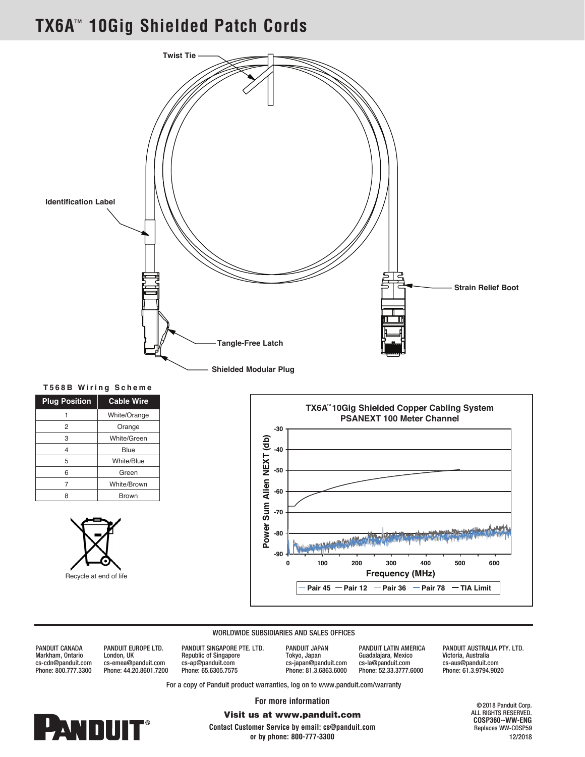# TX6A™ 10Gig Shielded Patch Cords

Twist Tie

Identification Label

Strain Relief Boot

Tangle-Free Latch

Shielded Modular Plug

### T568B Wiring Scheme

| Plug Position | Cable Wire |
|---|---|
| 1 | White/Orange |
| 2 | Orange |
| 3 | White/Green |
| 4 | Blue |
| 5 | White/Blue |
| 6 | Green |
| 7 | White/Brown |
| 8 | Brown |

Recycle at end of life

TX6A™ 10Gig Shielded Copper Cabling System
PSANEXT 100 Meter Channel

Power Sum Alien NEXT (db)

-30
-40
-50
-60
-70
-80
-90

0 100 200 300 400 500 600

Frequency (MHz)

Pair 45 — Pair 12 — Pair 36 — Pair 78 — TIA Limit

WORLDWIDE SUBSIDIARIES AND SALES OFFICES

PANDUIT CANADA
Markham, Ontario
cs-cdn@panduit.com
Phone: 800.777.3300

PANDUIT EUROPE LTD.
London, UK
cs-emea@panduit.com
Phone: 44.20.8601.7200

PANDUIT SINGAPORE PTE. LTD.
Republic of Singapore
cs-ap@panduit.com
Phone: 65.6305.7575

PANDUIT JAPAN
Tokyo, Japan
cs-japan@panduit.com
Phone: 81.3.6863.6000

PANDUIT LATIN AMERICA
Guadalajara, Mexico
cs-la@panduit.com
Phone: 52.33.3777.6000

PANDUIT AUSTRALIA PTY. LTD.
Victoria, Australia
cs-aus@panduit.com
Phone: 61.3.9794.9020

For a copy of Panduit product warranties, log on to www.panduit.com/warranty

For more information

**Visit us at www.panduit.com**

Contact Customer Service by email: cs@panduit.com
or by phone: 800-777-3300

PANDUIT®

©2018 Panduit Corp.
ALL RIGHTS RESERVED.
**COSP360--WW-ENG**
Replaces WW-COSP59
12/2018